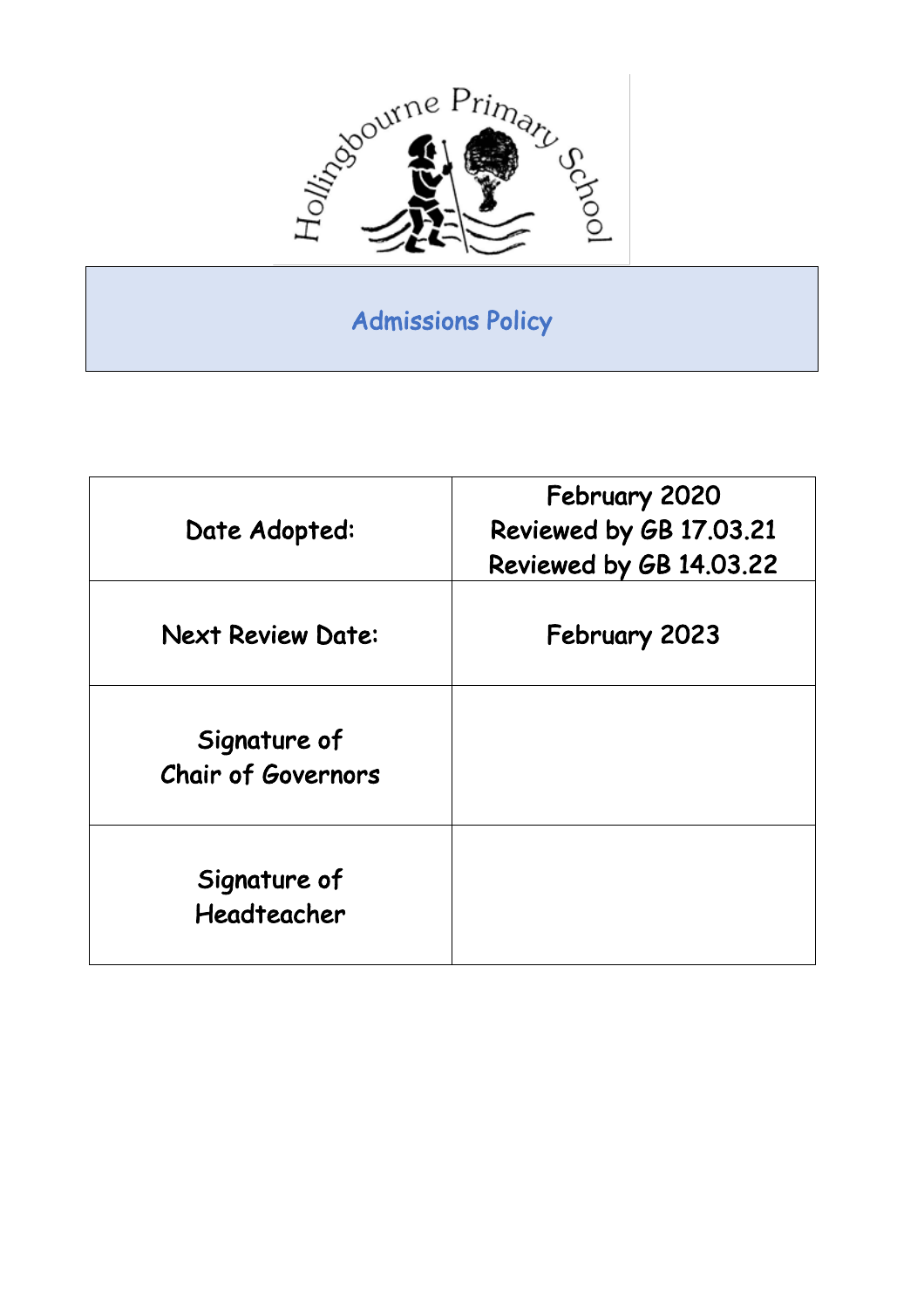Hollingbourne Primary School

# Admissions Policy

| Date Adopted: | February 2020<br>Reviewed by GB 17.03.21<br>Reviewed by GB 14.03.22 |
|---|---|
| Next Review Date: | February 2023 |
| Signature of Chair of Governors | |
| Signature of Headteacher | |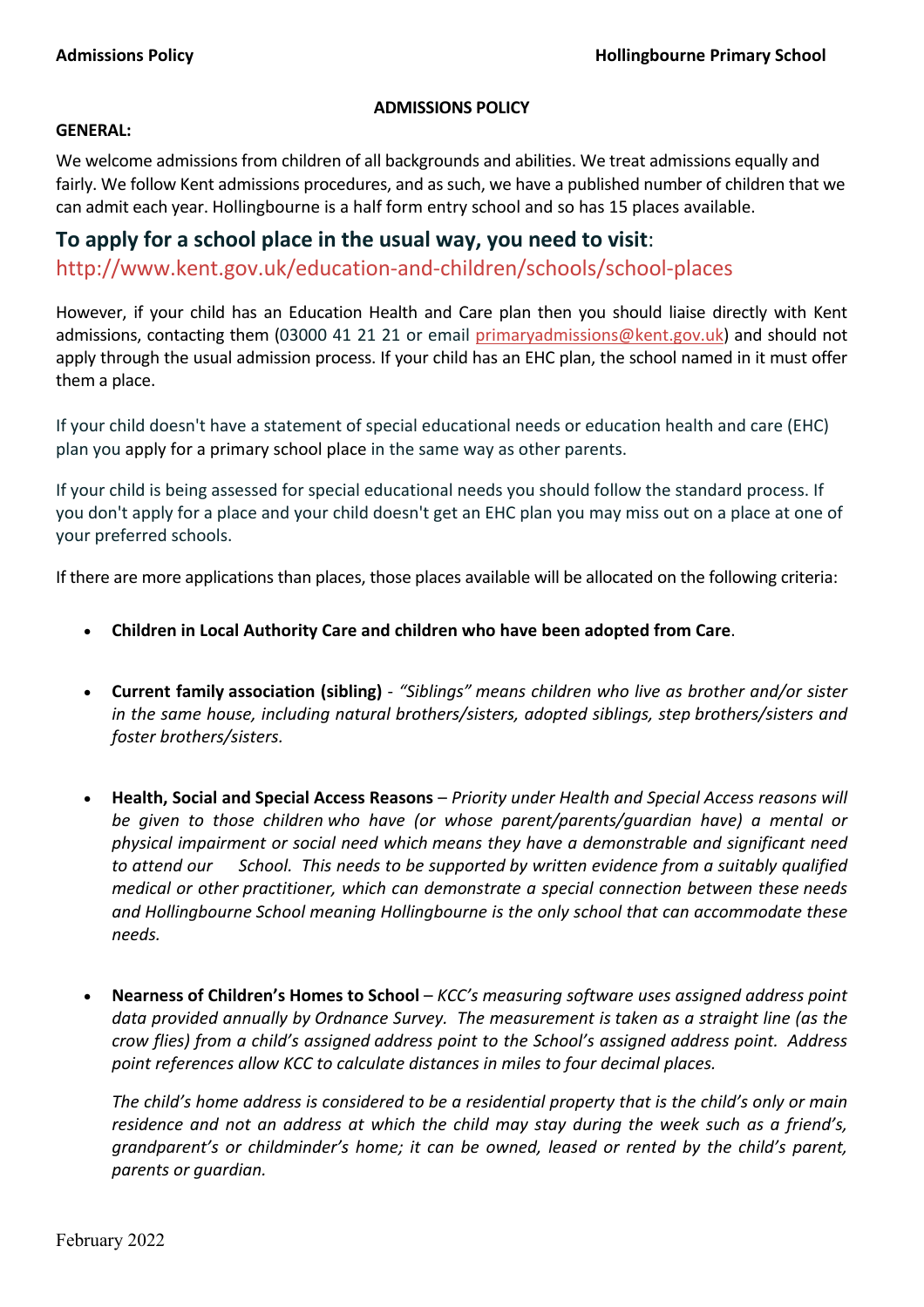# ADMISSIONS POLICY

**GENERAL:**

We welcome admissions from children of all backgrounds and abilities. We treat admissions equally and fairly. We follow Kent admissions procedures, and as such, we have a published number of children that we can admit each year. Hollingbourne is a half form entry school and so has 15 places available.

## To apply for a school place in the usual way, you need to visit:

http://www.kent.gov.uk/education-and-children/schools/school-places

However, if your child has an Education Health and Care plan then you should liaise directly with Kent admissions, contacting them (03000 41 21 21 or email primaryadmissions@kent.gov.uk) and should not apply through the usual admission process. If your child has an EHC plan, the school named in it must offer them a place.

If your child doesn't have a statement of special educational needs or education health and care (EHC) plan you apply for a primary school place in the same way as other parents.

If your child is being assessed for special educational needs you should follow the standard process. If you don't apply for a place and your child doesn't get an EHC plan you may miss out on a place at one of your preferred schools.

If there are more applications than places, those places available will be allocated on the following criteria:

- **Children in Local Authority Care and children who have been adopted from Care**.

- **Current family association (sibling)** - *"Siblings" means children who live as brother and/or sister in the same house, including natural brothers/sisters, adopted siblings, step brothers/sisters and foster brothers/sisters.*

- **Health, Social and Special Access Reasons** – *Priority under Health and Special Access reasons will be given to those children who have (or whose parent/parents/guardian have) a mental or physical impairment or social need which means they have a demonstrable and significant need to attend our School. This needs to be supported by written evidence from a suitably qualified medical or other practitioner, which can demonstrate a special connection between these needs and Hollingbourne School meaning Hollingbourne is the only school that can accommodate these needs.*

- **Nearness of Children's Homes to School** – *KCC's measuring software uses assigned address point data provided annually by Ordnance Survey. The measurement is taken as a straight line (as the crow flies) from a child's assigned address point to the School's assigned address point. Address point references allow KCC to calculate distances in miles to four decimal places.*

  *The child's home address is considered to be a residential property that is the child's only or main residence and not an address at which the child may stay during the week such as a friend's, grandparent's or childminder's home; it can be owned, leased or rented by the child's parent, parents or guardian.*

February 2022